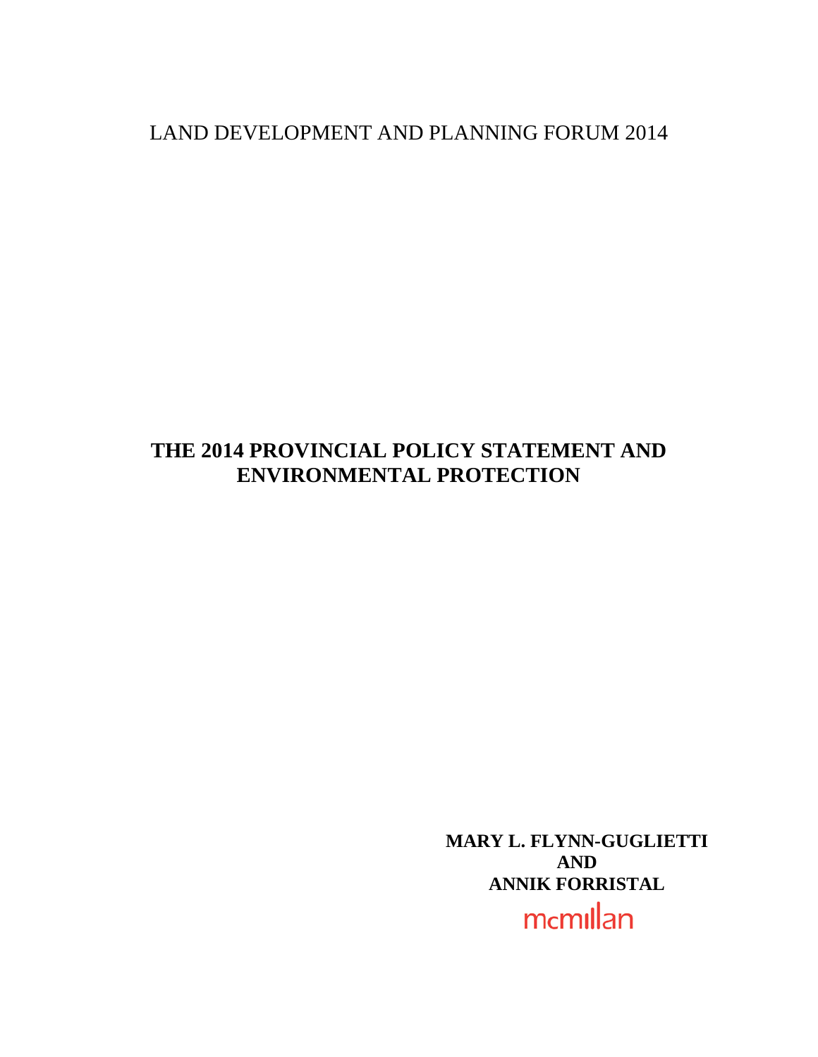LAND DEVELOPMENT AND PLANNING FORUM 2014

# THE 2014 PROVINCIAL POLICY STATEMENT AND ENVIRONMENTAL PROTECTION

**MARY L. FLYNN-GUGLIETTI**
**AND**
**ANNIK FORRISTAL**

mcmillan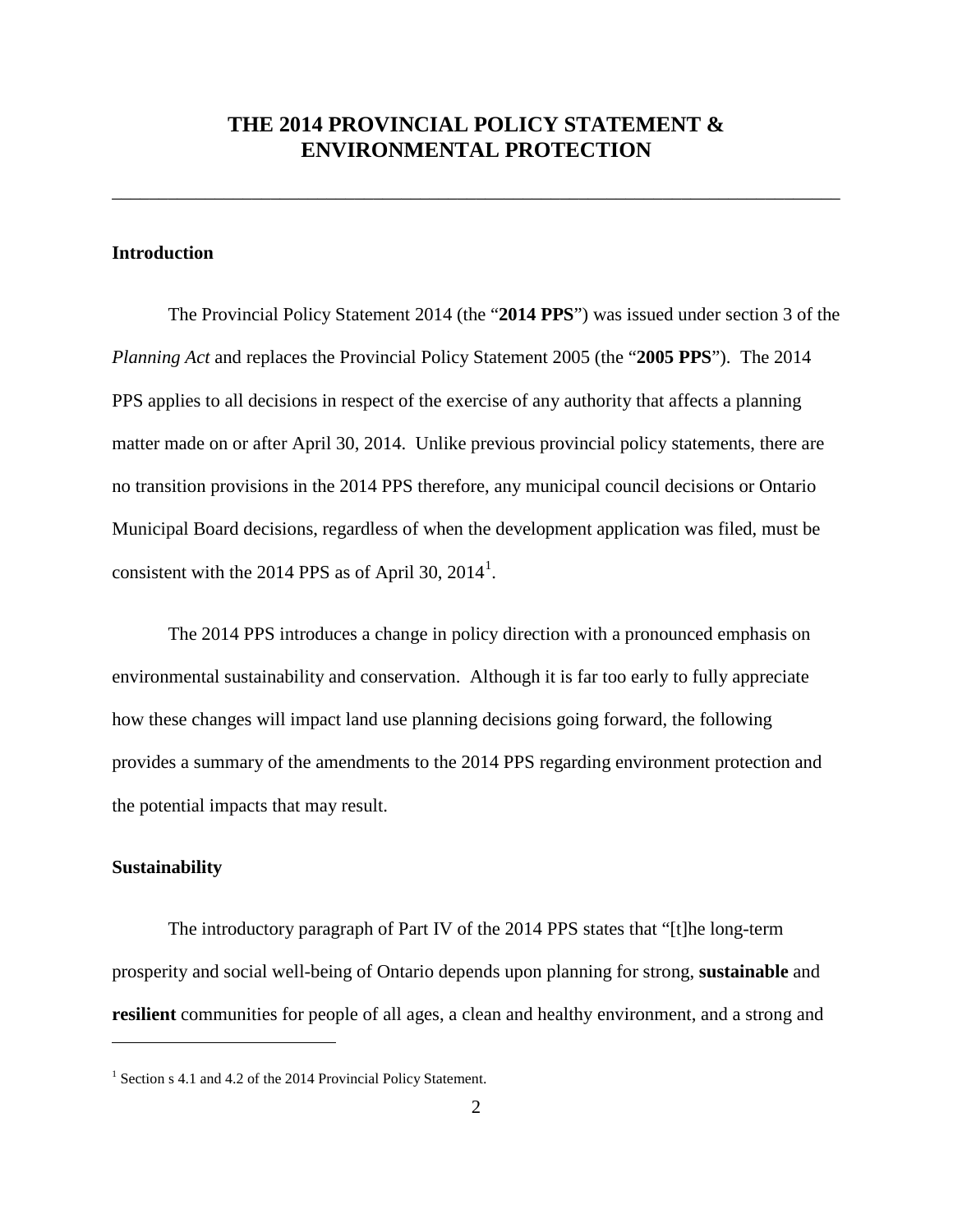# THE 2014 PROVINCIAL POLICY STATEMENT & ENVIRONMENTAL PROTECTION

---

**Introduction**

The Provincial Policy Statement 2014 (the "**2014 PPS**") was issued under section 3 of the *Planning Act* and replaces the Provincial Policy Statement 2005 (the "**2005 PPS**"). The 2014 PPS applies to all decisions in respect of the exercise of any authority that affects a planning matter made on or after April 30, 2014. Unlike previous provincial policy statements, there are no transition provisions in the 2014 PPS therefore, any municipal council decisions or Ontario Municipal Board decisions, regardless of when the development application was filed, must be consistent with the 2014 PPS as of April 30, 2014[1].

The 2014 PPS introduces a change in policy direction with a pronounced emphasis on environmental sustainability and conservation. Although it is far too early to fully appreciate how these changes will impact land use planning decisions going forward, the following provides a summary of the amendments to the 2014 PPS regarding environment protection and the potential impacts that may result.

**Sustainability**

The introductory paragraph of Part IV of the 2014 PPS states that "[t]he long-term prosperity and social well-being of Ontario depends upon planning for strong, **sustainable** and **resilient** communities for people of all ages, a clean and healthy environment, and a strong and

---

[1] Section s 4.1 and 4.2 of the 2014 Provincial Policy Statement.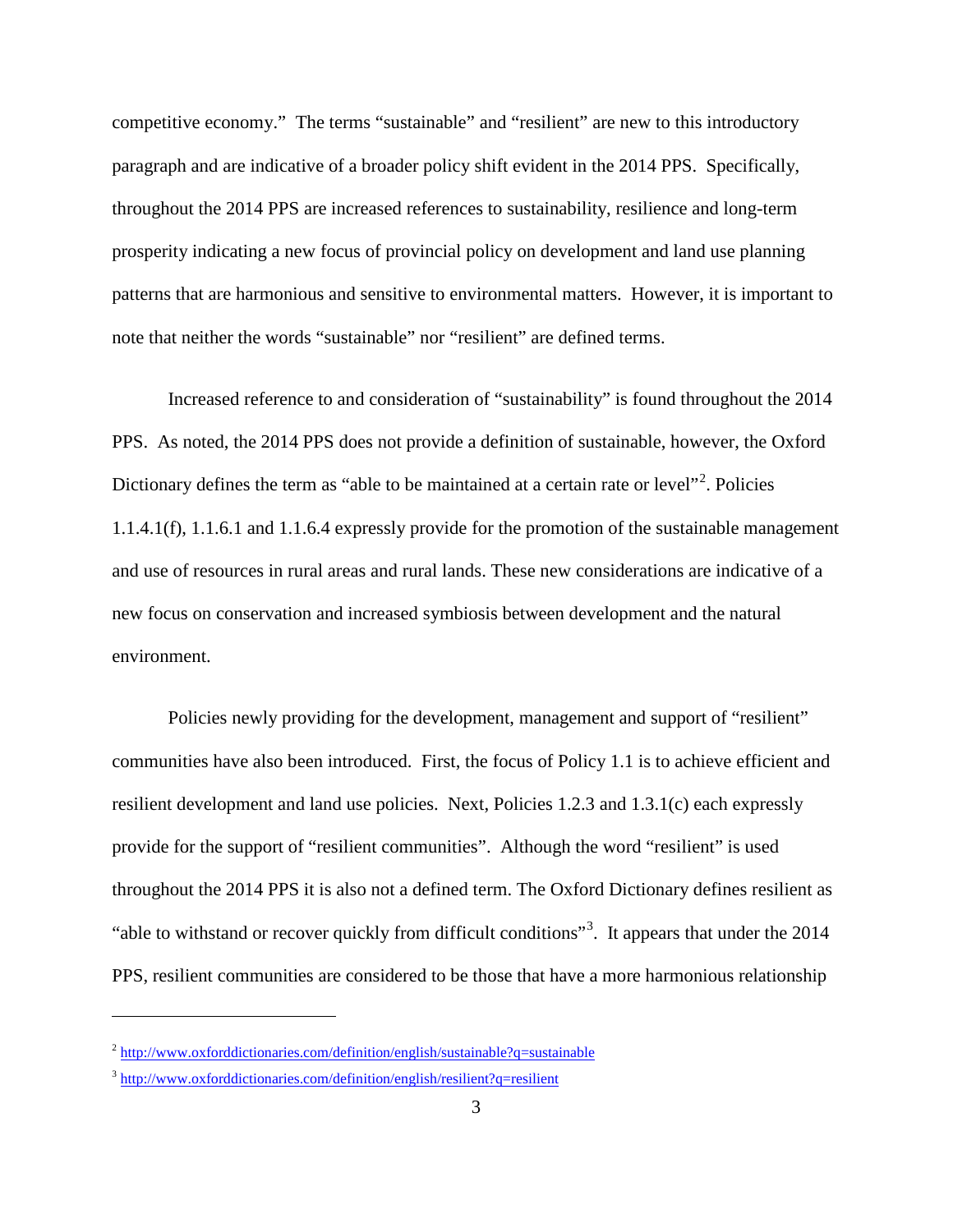competitive economy." The terms "sustainable" and "resilient" are new to this introductory paragraph and are indicative of a broader policy shift evident in the 2014 PPS. Specifically, throughout the 2014 PPS are increased references to sustainability, resilience and long-term prosperity indicating a new focus of provincial policy on development and land use planning patterns that are harmonious and sensitive to environmental matters. However, it is important to note that neither the words "sustainable" nor "resilient" are defined terms.

Increased reference to and consideration of "sustainability" is found throughout the 2014 PPS. As noted, the 2014 PPS does not provide a definition of sustainable, however, the Oxford Dictionary defines the term as "able to be maintained at a certain rate or level"[2]. Policies 1.1.4.1(f), 1.1.6.1 and 1.1.6.4 expressly provide for the promotion of the sustainable management and use of resources in rural areas and rural lands. These new considerations are indicative of a new focus on conservation and increased symbiosis between development and the natural environment.

Policies newly providing for the development, management and support of "resilient" communities have also been introduced. First, the focus of Policy 1.1 is to achieve efficient and resilient development and land use policies. Next, Policies 1.2.3 and 1.3.1(c) each expressly provide for the support of "resilient communities". Although the word "resilient" is used throughout the 2014 PPS it is also not a defined term. The Oxford Dictionary defines resilient as "able to withstand or recover quickly from difficult conditions"[3]. It appears that under the 2014 PPS, resilient communities are considered to be those that have a more harmonious relationship

---

[2] http://www.oxforddictionaries.com/definition/english/sustainable?q=sustainable

[3] http://www.oxforddictionaries.com/definition/english/resilient?q=resilient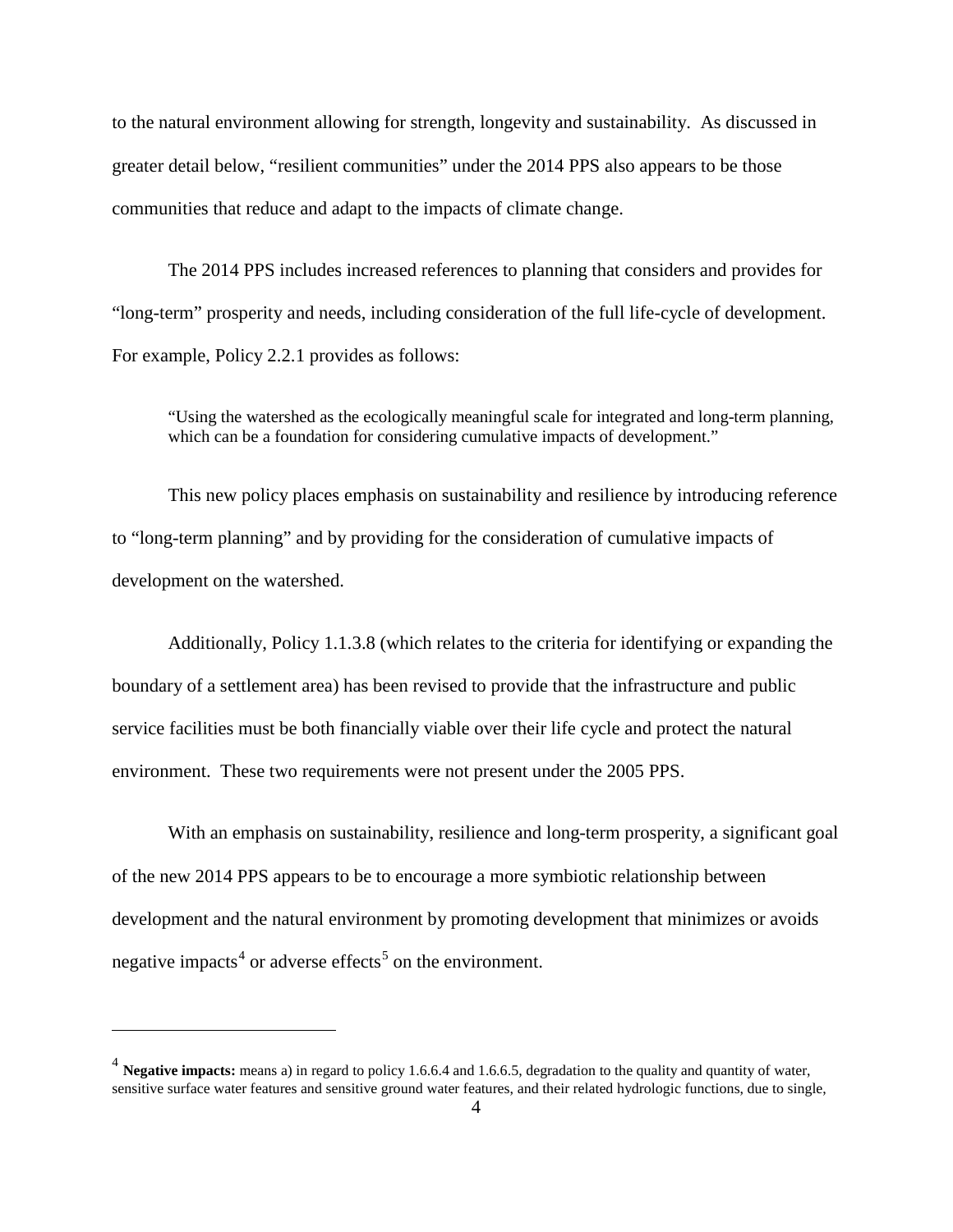to the natural environment allowing for strength, longevity and sustainability. As discussed in greater detail below, "resilient communities" under the 2014 PPS also appears to be those communities that reduce and adapt to the impacts of climate change.

The 2014 PPS includes increased references to planning that considers and provides for "long-term" prosperity and needs, including consideration of the full life-cycle of development. For example, Policy 2.2.1 provides as follows:

> "Using the watershed as the ecologically meaningful scale for integrated and long-term planning, which can be a foundation for considering cumulative impacts of development."

This new policy places emphasis on sustainability and resilience by introducing reference to "long-term planning" and by providing for the consideration of cumulative impacts of development on the watershed.

Additionally, Policy 1.1.3.8 (which relates to the criteria for identifying or expanding the boundary of a settlement area) has been revised to provide that the infrastructure and public service facilities must be both financially viable over their life cycle and protect the natural environment. These two requirements were not present under the 2005 PPS.

With an emphasis on sustainability, resilience and long-term prosperity, a significant goal of the new 2014 PPS appears to be to encourage a more symbiotic relationship between development and the natural environment by promoting development that minimizes or avoids negative impacts[4] or adverse effects[5] on the environment.

---

[4] **Negative impacts:** means a) in regard to policy 1.6.6.4 and 1.6.6.5, degradation to the quality and quantity of water, sensitive surface water features and sensitive ground water features, and their related hydrologic functions, due to single,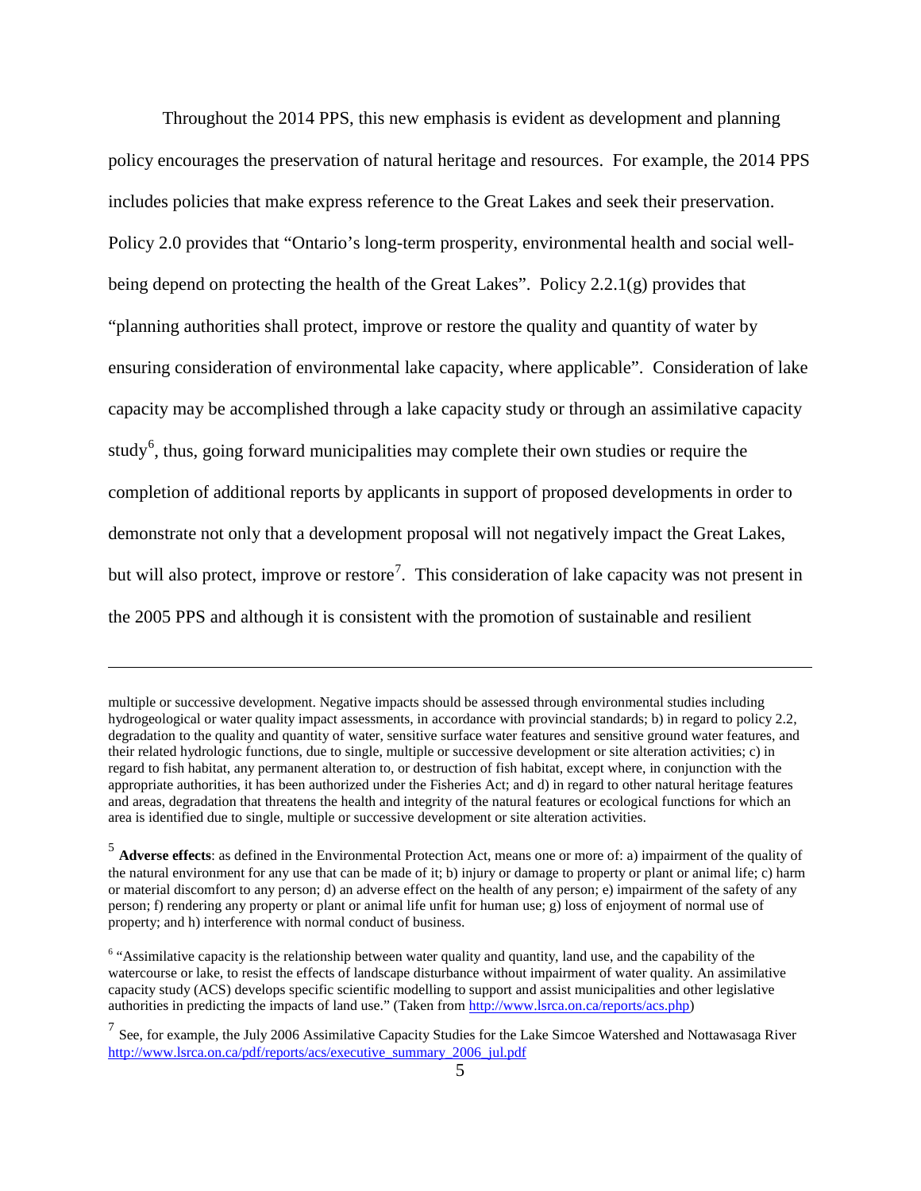Throughout the 2014 PPS, this new emphasis is evident as development and planning policy encourages the preservation of natural heritage and resources. For example, the 2014 PPS includes policies that make express reference to the Great Lakes and seek their preservation. Policy 2.0 provides that "Ontario's long-term prosperity, environmental health and social well-being depend on protecting the health of the Great Lakes". Policy 2.2.1(g) provides that "planning authorities shall protect, improve or restore the quality and quantity of water by ensuring consideration of environmental lake capacity, where applicable". Consideration of lake capacity may be accomplished through a lake capacity study or through an assimilative capacity study[6], thus, going forward municipalities may complete their own studies or require the completion of additional reports by applicants in support of proposed developments in order to demonstrate not only that a development proposal will not negatively impact the Great Lakes, but will also protect, improve or restore[7]. This consideration of lake capacity was not present in the 2005 PPS and although it is consistent with the promotion of sustainable and resilient

---

multiple or successive development. Negative impacts should be assessed through environmental studies including hydrogeological or water quality impact assessments, in accordance with provincial standards; b) in regard to policy 2.2, degradation to the quality and quantity of water, sensitive surface water features and sensitive ground water features, and their related hydrologic functions, due to single, multiple or successive development or site alteration activities; c) in regard to fish habitat, any permanent alteration to, or destruction of fish habitat, except where, in conjunction with the appropriate authorities, it has been authorized under the Fisheries Act; and d) in regard to other natural heritage features and areas, degradation that threatens the health and integrity of the natural features or ecological functions for which an area is identified due to single, multiple or successive development or site alteration activities.

[5] **Adverse effects**: as defined in the Environmental Protection Act, means one or more of: a) impairment of the quality of the natural environment for any use that can be made of it; b) injury or damage to property or plant or animal life; c) harm or material discomfort to any person; d) an adverse effect on the health of any person; e) impairment of the safety of any person; f) rendering any property or plant or animal life unfit for human use; g) loss of enjoyment of normal use of property; and h) interference with normal conduct of business.

[6] "Assimilative capacity is the relationship between water quality and quantity, land use, and the capability of the watercourse or lake, to resist the effects of landscape disturbance without impairment of water quality. An assimilative capacity study (ACS) develops specific scientific modelling to support and assist municipalities and other legislative authorities in predicting the impacts of land use." (Taken from http://www.lsrca.on.ca/reports/acs.php)

[7] See, for example, the July 2006 Assimilative Capacity Studies for the Lake Simcoe Watershed and Nottawasaga River http://www.lsrca.on.ca/pdf/reports/acs/executive_summary_2006_jul.pdf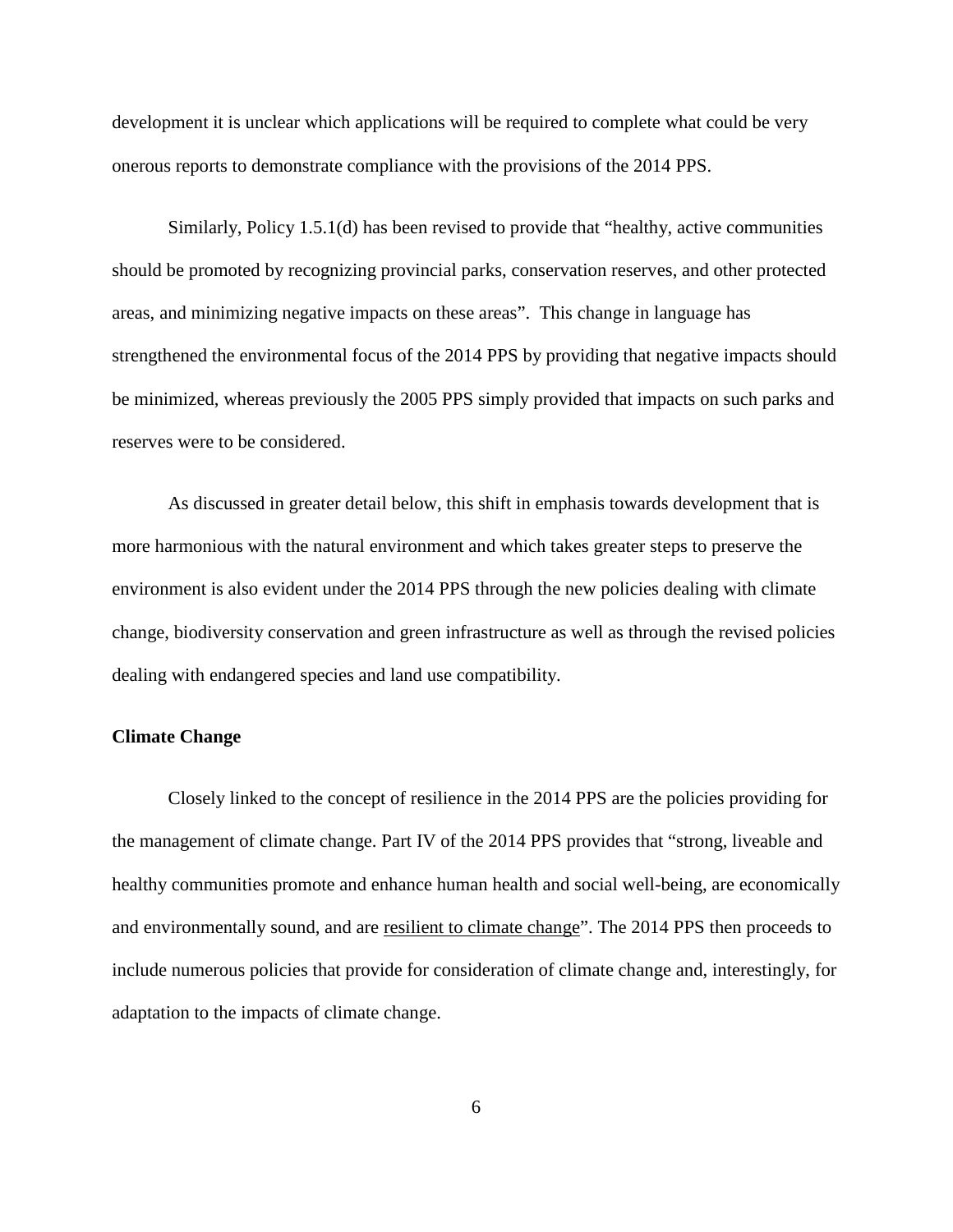development it is unclear which applications will be required to complete what could be very onerous reports to demonstrate compliance with the provisions of the 2014 PPS.

Similarly, Policy 1.5.1(d) has been revised to provide that "healthy, active communities should be promoted by recognizing provincial parks, conservation reserves, and other protected areas, and minimizing negative impacts on these areas". This change in language has strengthened the environmental focus of the 2014 PPS by providing that negative impacts should be minimized, whereas previously the 2005 PPS simply provided that impacts on such parks and reserves were to be considered.

As discussed in greater detail below, this shift in emphasis towards development that is more harmonious with the natural environment and which takes greater steps to preserve the environment is also evident under the 2014 PPS through the new policies dealing with climate change, biodiversity conservation and green infrastructure as well as through the revised policies dealing with endangered species and land use compatibility.

**Climate Change**

Closely linked to the concept of resilience in the 2014 PPS are the policies providing for the management of climate change. Part IV of the 2014 PPS provides that "strong, liveable and healthy communities promote and enhance human health and social well-being, are economically and environmentally sound, and are <u>resilient to climate change</u>". The 2014 PPS then proceeds to include numerous policies that provide for consideration of climate change and, interestingly, for adaptation to the impacts of climate change.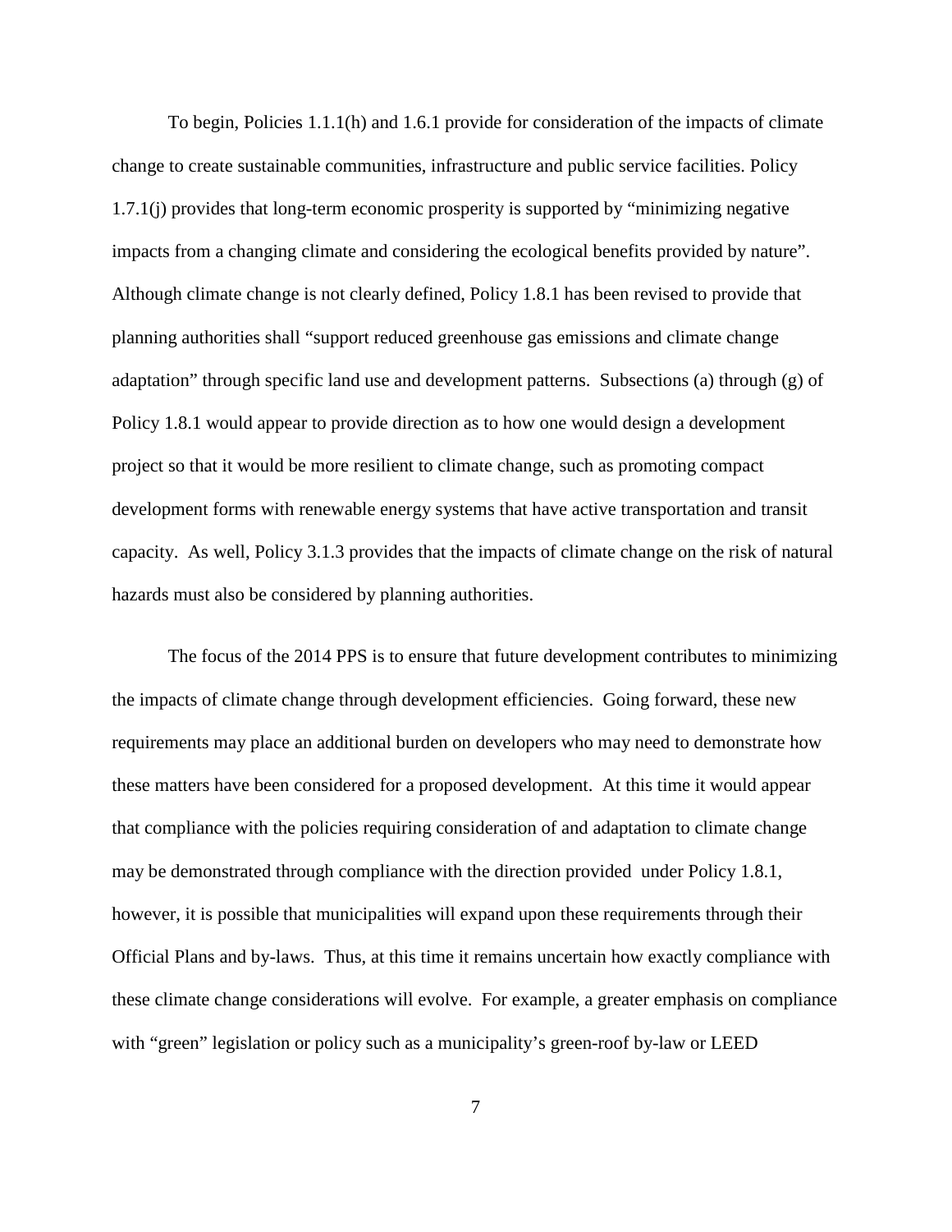To begin, Policies 1.1.1(h) and 1.6.1 provide for consideration of the impacts of climate change to create sustainable communities, infrastructure and public service facilities. Policy 1.7.1(j) provides that long-term economic prosperity is supported by "minimizing negative impacts from a changing climate and considering the ecological benefits provided by nature". Although climate change is not clearly defined, Policy 1.8.1 has been revised to provide that planning authorities shall "support reduced greenhouse gas emissions and climate change adaptation" through specific land use and development patterns. Subsections (a) through (g) of Policy 1.8.1 would appear to provide direction as to how one would design a development project so that it would be more resilient to climate change, such as promoting compact development forms with renewable energy systems that have active transportation and transit capacity. As well, Policy 3.1.3 provides that the impacts of climate change on the risk of natural hazards must also be considered by planning authorities.

The focus of the 2014 PPS is to ensure that future development contributes to minimizing the impacts of climate change through development efficiencies. Going forward, these new requirements may place an additional burden on developers who may need to demonstrate how these matters have been considered for a proposed development. At this time it would appear that compliance with the policies requiring consideration of and adaptation to climate change may be demonstrated through compliance with the direction provided under Policy 1.8.1, however, it is possible that municipalities will expand upon these requirements through their Official Plans and by-laws. Thus, at this time it remains uncertain how exactly compliance with these climate change considerations will evolve. For example, a greater emphasis on compliance with "green" legislation or policy such as a municipality's green-roof by-law or LEED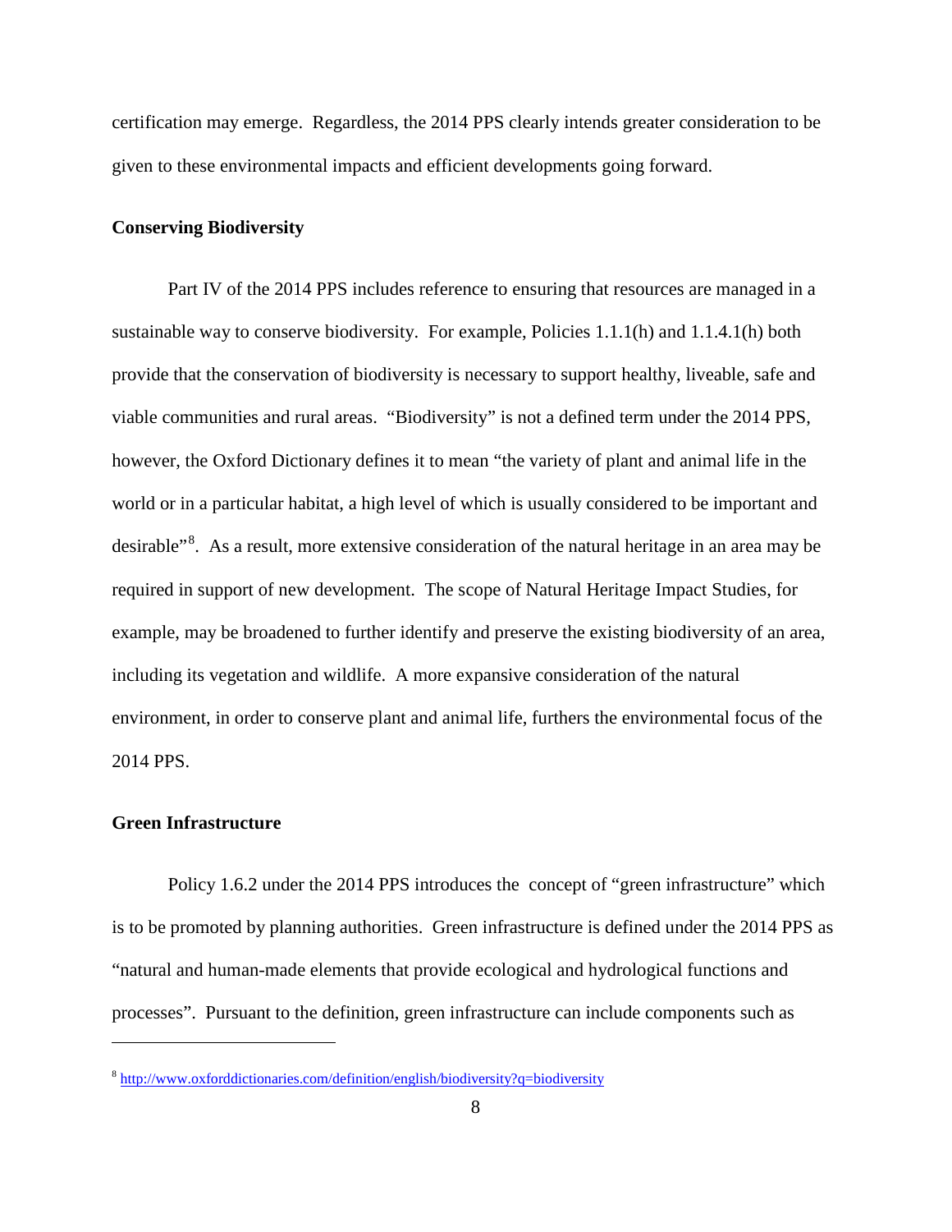certification may emerge. Regardless, the 2014 PPS clearly intends greater consideration to be given to these environmental impacts and efficient developments going forward.

## Conserving Biodiversity

Part IV of the 2014 PPS includes reference to ensuring that resources are managed in a sustainable way to conserve biodiversity. For example, Policies 1.1.1(h) and 1.1.4.1(h) both provide that the conservation of biodiversity is necessary to support healthy, liveable, safe and viable communities and rural areas. "Biodiversity" is not a defined term under the 2014 PPS, however, the Oxford Dictionary defines it to mean "the variety of plant and animal life in the world or in a particular habitat, a high level of which is usually considered to be important and desirable"[8]. As a result, more extensive consideration of the natural heritage in an area may be required in support of new development. The scope of Natural Heritage Impact Studies, for example, may be broadened to further identify and preserve the existing biodiversity of an area, including its vegetation and wildlife. A more expansive consideration of the natural environment, in order to conserve plant and animal life, furthers the environmental focus of the 2014 PPS.

## Green Infrastructure

Policy 1.6.2 under the 2014 PPS introduces the concept of "green infrastructure" which is to be promoted by planning authorities. Green infrastructure is defined under the 2014 PPS as "natural and human-made elements that provide ecological and hydrological functions and processes". Pursuant to the definition, green infrastructure can include components such as

---

[8] http://www.oxforddictionaries.com/definition/english/biodiversity?q=biodiversity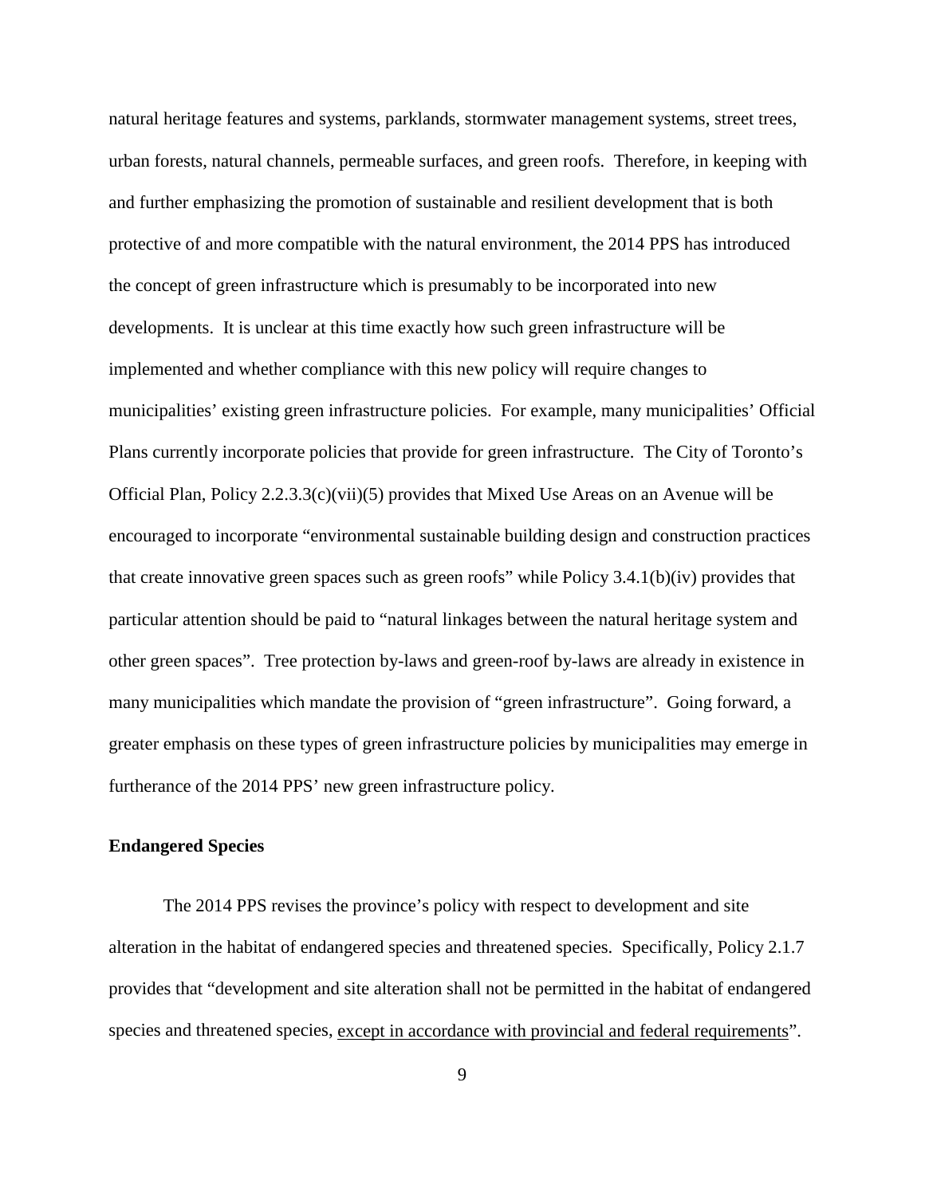natural heritage features and systems, parklands, stormwater management systems, street trees, urban forests, natural channels, permeable surfaces, and green roofs. Therefore, in keeping with and further emphasizing the promotion of sustainable and resilient development that is both protective of and more compatible with the natural environment, the 2014 PPS has introduced the concept of green infrastructure which is presumably to be incorporated into new developments. It is unclear at this time exactly how such green infrastructure will be implemented and whether compliance with this new policy will require changes to municipalities' existing green infrastructure policies. For example, many municipalities' Official Plans currently incorporate policies that provide for green infrastructure. The City of Toronto's Official Plan, Policy 2.2.3.3(c)(vii)(5) provides that Mixed Use Areas on an Avenue will be encouraged to incorporate "environmental sustainable building design and construction practices that create innovative green spaces such as green roofs" while Policy 3.4.1(b)(iv) provides that particular attention should be paid to "natural linkages between the natural heritage system and other green spaces". Tree protection by-laws and green-roof by-laws are already in existence in many municipalities which mandate the provision of "green infrastructure". Going forward, a greater emphasis on these types of green infrastructure policies by municipalities may emerge in furtherance of the 2014 PPS' new green infrastructure policy.

**Endangered Species**

The 2014 PPS revises the province's policy with respect to development and site alteration in the habitat of endangered species and threatened species. Specifically, Policy 2.1.7 provides that "development and site alteration shall not be permitted in the habitat of endangered species and threatened species, <u>except in accordance with provincial and federal requirements</u>".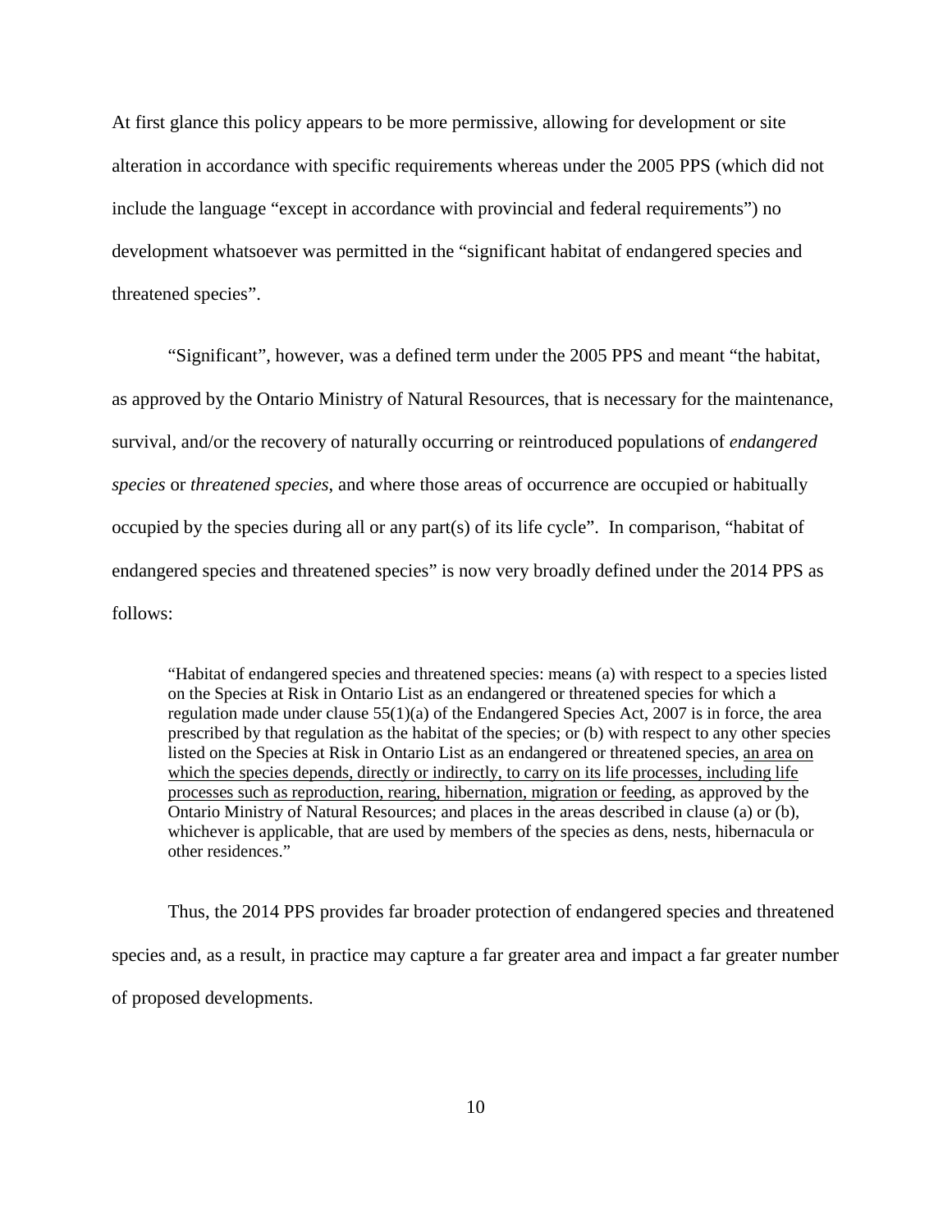At first glance this policy appears to be more permissive, allowing for development or site alteration in accordance with specific requirements whereas under the 2005 PPS (which did not include the language "except in accordance with provincial and federal requirements") no development whatsoever was permitted in the "significant habitat of endangered species and threatened species".

"Significant", however, was a defined term under the 2005 PPS and meant "the habitat, as approved by the Ontario Ministry of Natural Resources, that is necessary for the maintenance, survival, and/or the recovery of naturally occurring or reintroduced populations of *endangered species* or *threatened species*, and where those areas of occurrence are occupied or habitually occupied by the species during all or any part(s) of its life cycle". In comparison, "habitat of endangered species and threatened species" is now very broadly defined under the 2014 PPS as follows:

> "Habitat of endangered species and threatened species: means (a) with respect to a species listed on the Species at Risk in Ontario List as an endangered or threatened species for which a regulation made under clause 55(1)(a) of the Endangered Species Act, 2007 is in force, the area prescribed by that regulation as the habitat of the species; or (b) with respect to any other species listed on the Species at Risk in Ontario List as an endangered or threatened species, <u>an area on which the species depends, directly or indirectly, to carry on its life processes, including life processes such as reproduction, rearing, hibernation, migration or feeding</u>, as approved by the Ontario Ministry of Natural Resources; and places in the areas described in clause (a) or (b), whichever is applicable, that are used by members of the species as dens, nests, hibernacula or other residences."

Thus, the 2014 PPS provides far broader protection of endangered species and threatened species and, as a result, in practice may capture a far greater area and impact a far greater number of proposed developments.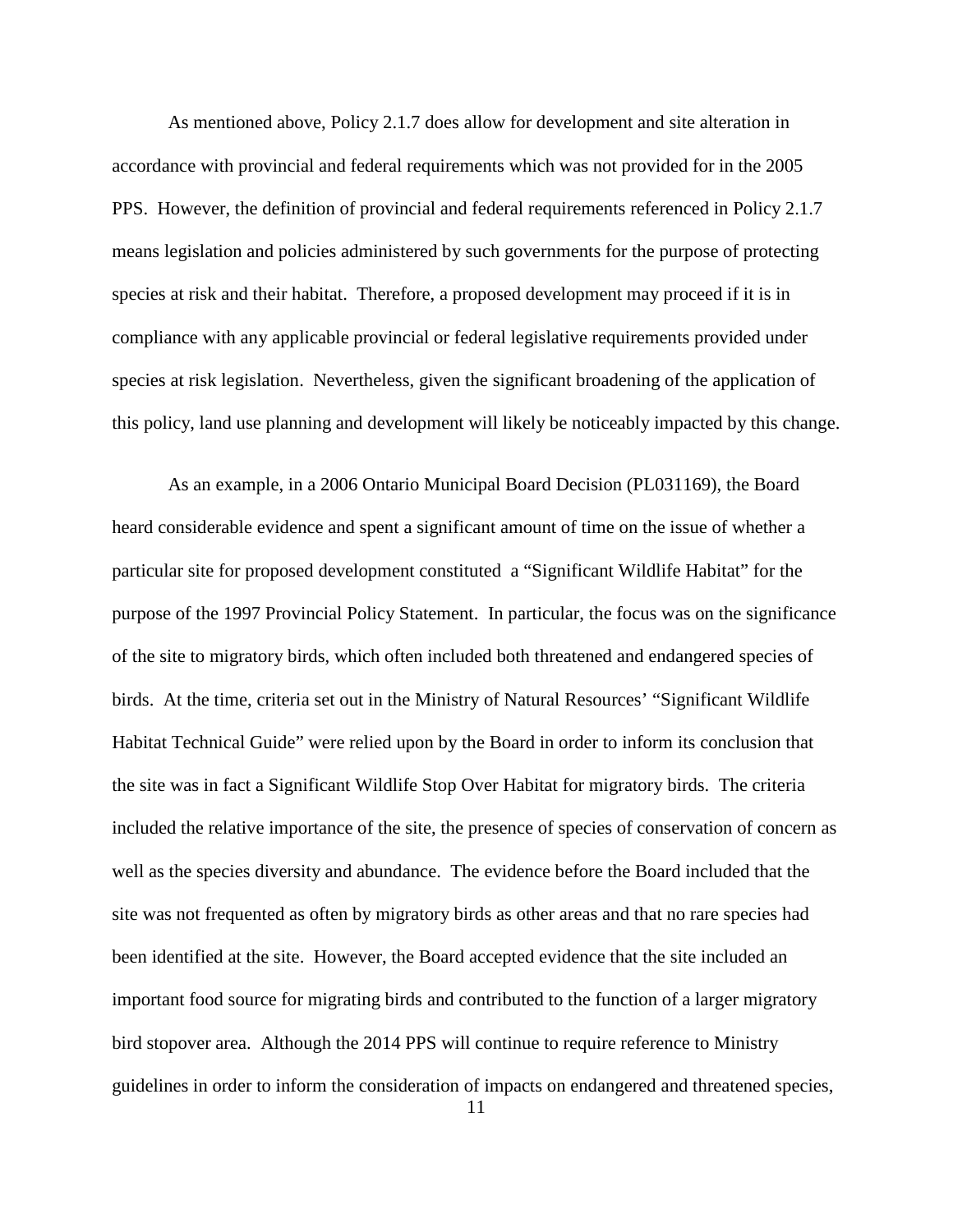As mentioned above, Policy 2.1.7 does allow for development and site alteration in accordance with provincial and federal requirements which was not provided for in the 2005 PPS. However, the definition of provincial and federal requirements referenced in Policy 2.1.7 means legislation and policies administered by such governments for the purpose of protecting species at risk and their habitat. Therefore, a proposed development may proceed if it is in compliance with any applicable provincial or federal legislative requirements provided under species at risk legislation. Nevertheless, given the significant broadening of the application of this policy, land use planning and development will likely be noticeably impacted by this change.

As an example, in a 2006 Ontario Municipal Board Decision (PL031169), the Board heard considerable evidence and spent a significant amount of time on the issue of whether a particular site for proposed development constituted a "Significant Wildlife Habitat" for the purpose of the 1997 Provincial Policy Statement. In particular, the focus was on the significance of the site to migratory birds, which often included both threatened and endangered species of birds. At the time, criteria set out in the Ministry of Natural Resources' "Significant Wildlife Habitat Technical Guide" were relied upon by the Board in order to inform its conclusion that the site was in fact a Significant Wildlife Stop Over Habitat for migratory birds. The criteria included the relative importance of the site, the presence of species of conservation of concern as well as the species diversity and abundance. The evidence before the Board included that the site was not frequented as often by migratory birds as other areas and that no rare species had been identified at the site. However, the Board accepted evidence that the site included an important food source for migrating birds and contributed to the function of a larger migratory bird stopover area. Although the 2014 PPS will continue to require reference to Ministry guidelines in order to inform the consideration of impacts on endangered and threatened species,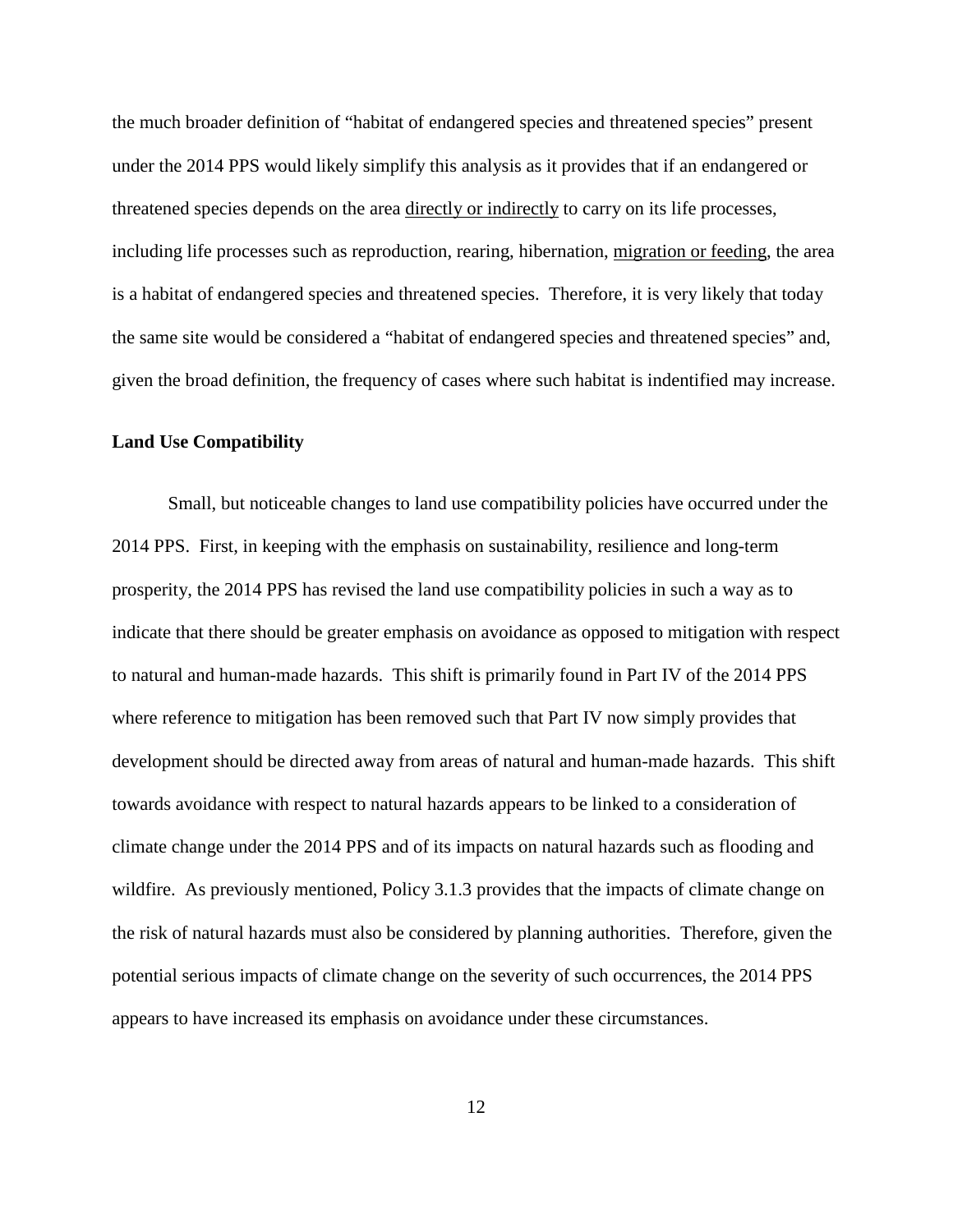the much broader definition of "habitat of endangered species and threatened species" present under the 2014 PPS would likely simplify this analysis as it provides that if an endangered or threatened species depends on the area <u>directly or indirectly</u> to carry on its life processes, including life processes such as reproduction, rearing, hibernation, <u>migration or feeding</u>, the area is a habitat of endangered species and threatened species. Therefore, it is very likely that today the same site would be considered a "habitat of endangered species and threatened species" and, given the broad definition, the frequency of cases where such habitat is indentified may increase.

**Land Use Compatibility**

Small, but noticeable changes to land use compatibility policies have occurred under the 2014 PPS. First, in keeping with the emphasis on sustainability, resilience and long-term prosperity, the 2014 PPS has revised the land use compatibility policies in such a way as to indicate that there should be greater emphasis on avoidance as opposed to mitigation with respect to natural and human-made hazards. This shift is primarily found in Part IV of the 2014 PPS where reference to mitigation has been removed such that Part IV now simply provides that development should be directed away from areas of natural and human-made hazards. This shift towards avoidance with respect to natural hazards appears to be linked to a consideration of climate change under the 2014 PPS and of its impacts on natural hazards such as flooding and wildfire. As previously mentioned, Policy 3.1.3 provides that the impacts of climate change on the risk of natural hazards must also be considered by planning authorities. Therefore, given the potential serious impacts of climate change on the severity of such occurrences, the 2014 PPS appears to have increased its emphasis on avoidance under these circumstances.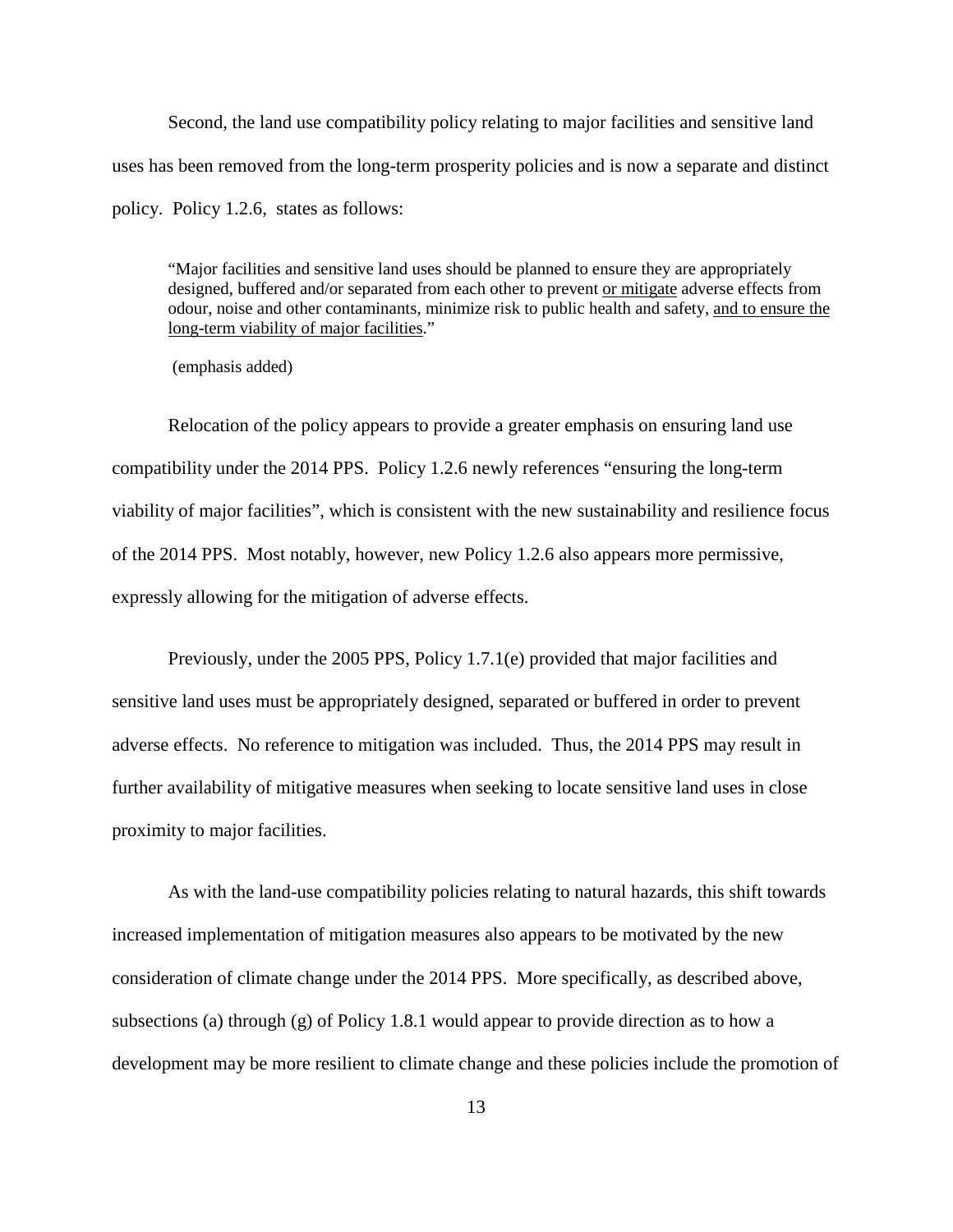Second, the land use compatibility policy relating to major facilities and sensitive land uses has been removed from the long-term prosperity policies and is now a separate and distinct policy. Policy 1.2.6, states as follows:

> "Major facilities and sensitive land uses should be planned to ensure they are appropriately designed, buffered and/or separated from each other to prevent <u>or mitigate</u> adverse effects from odour, noise and other contaminants, minimize risk to public health and safety, <u>and to ensure the long-term viability of major facilities</u>."
>
> (emphasis added)

Relocation of the policy appears to provide a greater emphasis on ensuring land use compatibility under the 2014 PPS. Policy 1.2.6 newly references "ensuring the long-term viability of major facilities", which is consistent with the new sustainability and resilience focus of the 2014 PPS. Most notably, however, new Policy 1.2.6 also appears more permissive, expressly allowing for the mitigation of adverse effects.

Previously, under the 2005 PPS, Policy 1.7.1(e) provided that major facilities and sensitive land uses must be appropriately designed, separated or buffered in order to prevent adverse effects. No reference to mitigation was included. Thus, the 2014 PPS may result in further availability of mitigative measures when seeking to locate sensitive land uses in close proximity to major facilities.

As with the land-use compatibility policies relating to natural hazards, this shift towards increased implementation of mitigation measures also appears to be motivated by the new consideration of climate change under the 2014 PPS. More specifically, as described above, subsections (a) through (g) of Policy 1.8.1 would appear to provide direction as to how a development may be more resilient to climate change and these policies include the promotion of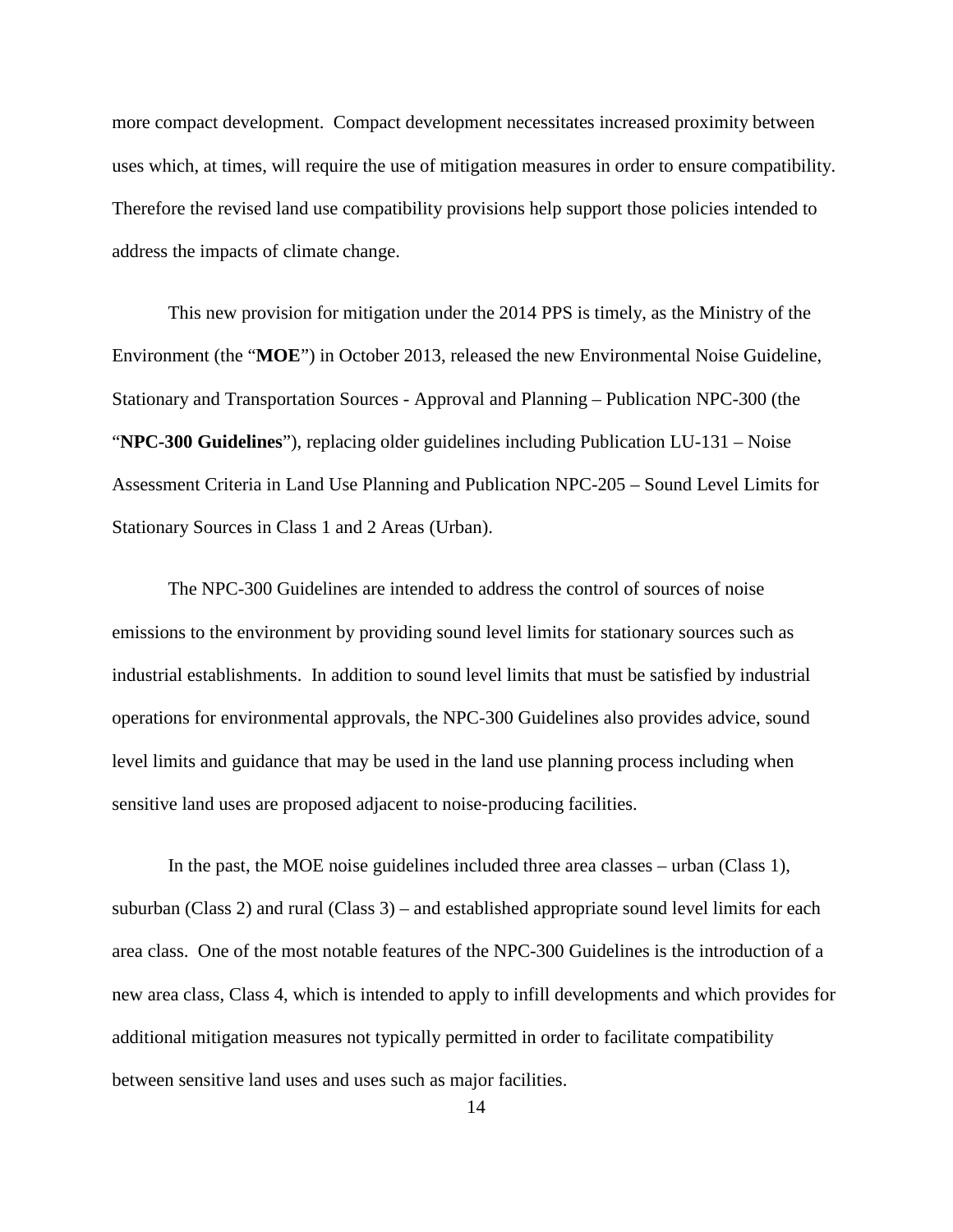more compact development. Compact development necessitates increased proximity between uses which, at times, will require the use of mitigation measures in order to ensure compatibility. Therefore the revised land use compatibility provisions help support those policies intended to address the impacts of climate change.

This new provision for mitigation under the 2014 PPS is timely, as the Ministry of the Environment (the "**MOE**") in October 2013, released the new Environmental Noise Guideline, Stationary and Transportation Sources - Approval and Planning – Publication NPC-300 (the "**NPC-300 Guidelines**"), replacing older guidelines including Publication LU-131 – Noise Assessment Criteria in Land Use Planning and Publication NPC-205 – Sound Level Limits for Stationary Sources in Class 1 and 2 Areas (Urban).

The NPC-300 Guidelines are intended to address the control of sources of noise emissions to the environment by providing sound level limits for stationary sources such as industrial establishments. In addition to sound level limits that must be satisfied by industrial operations for environmental approvals, the NPC-300 Guidelines also provides advice, sound level limits and guidance that may be used in the land use planning process including when sensitive land uses are proposed adjacent to noise-producing facilities.

In the past, the MOE noise guidelines included three area classes – urban (Class 1), suburban (Class 2) and rural (Class 3) – and established appropriate sound level limits for each area class. One of the most notable features of the NPC-300 Guidelines is the introduction of a new area class, Class 4, which is intended to apply to infill developments and which provides for additional mitigation measures not typically permitted in order to facilitate compatibility between sensitive land uses and uses such as major facilities.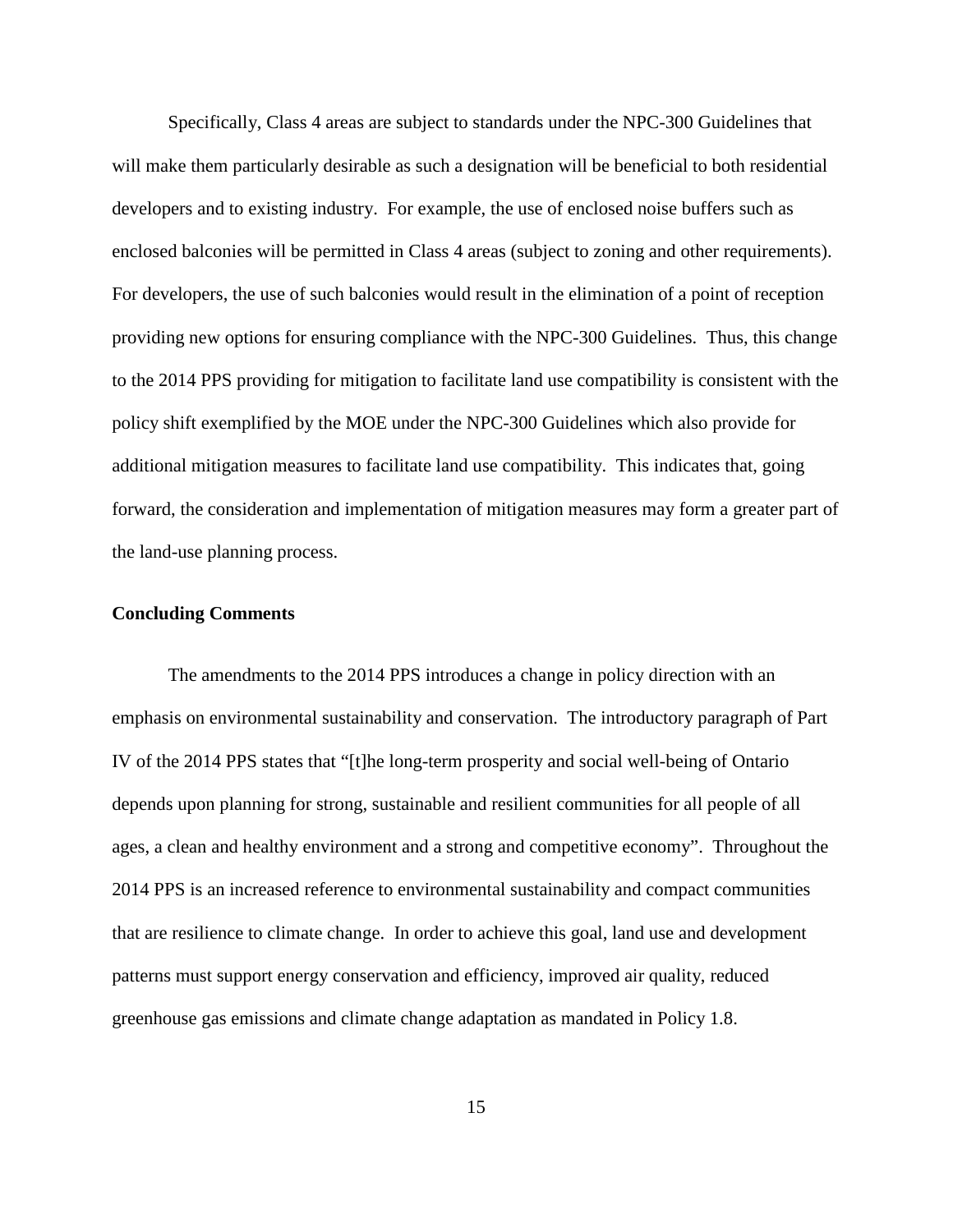Specifically, Class 4 areas are subject to standards under the NPC-300 Guidelines that will make them particularly desirable as such a designation will be beneficial to both residential developers and to existing industry. For example, the use of enclosed noise buffers such as enclosed balconies will be permitted in Class 4 areas (subject to zoning and other requirements). For developers, the use of such balconies would result in the elimination of a point of reception providing new options for ensuring compliance with the NPC-300 Guidelines. Thus, this change to the 2014 PPS providing for mitigation to facilitate land use compatibility is consistent with the policy shift exemplified by the MOE under the NPC-300 Guidelines which also provide for additional mitigation measures to facilitate land use compatibility. This indicates that, going forward, the consideration and implementation of mitigation measures may form a greater part of the land-use planning process.

**Concluding Comments**

The amendments to the 2014 PPS introduces a change in policy direction with an emphasis on environmental sustainability and conservation. The introductory paragraph of Part IV of the 2014 PPS states that "[t]he long-term prosperity and social well-being of Ontario depends upon planning for strong, sustainable and resilient communities for all people of all ages, a clean and healthy environment and a strong and competitive economy". Throughout the 2014 PPS is an increased reference to environmental sustainability and compact communities that are resilience to climate change. In order to achieve this goal, land use and development patterns must support energy conservation and efficiency, improved air quality, reduced greenhouse gas emissions and climate change adaptation as mandated in Policy 1.8.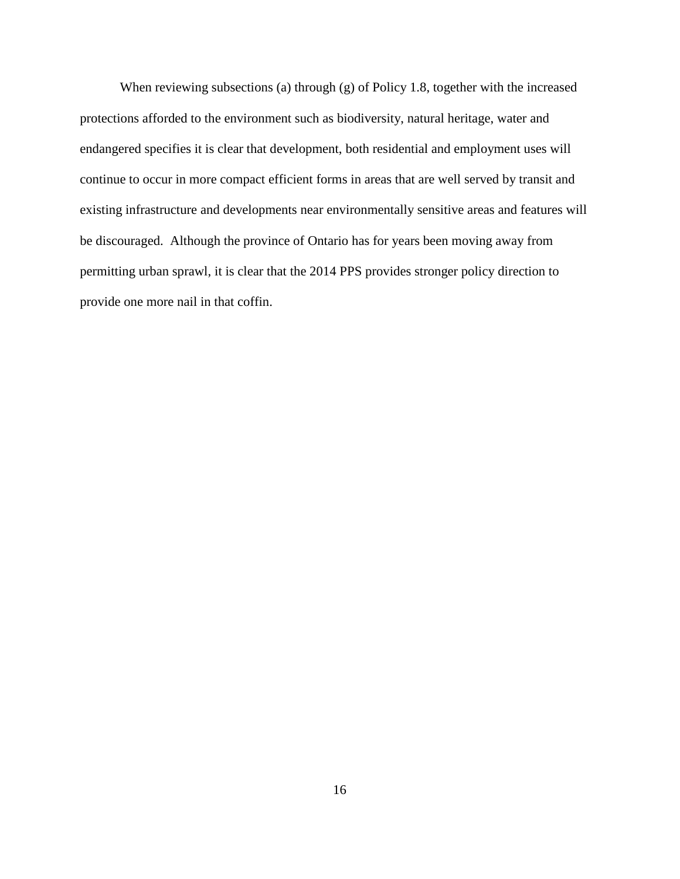When reviewing subsections (a) through (g) of Policy 1.8, together with the increased protections afforded to the environment such as biodiversity, natural heritage, water and endangered specifies it is clear that development, both residential and employment uses will continue to occur in more compact efficient forms in areas that are well served by transit and existing infrastructure and developments near environmentally sensitive areas and features will be discouraged.  Although the province of Ontario has for years been moving away from permitting urban sprawl, it is clear that the 2014 PPS provides stronger policy direction to provide one more nail in that coffin.